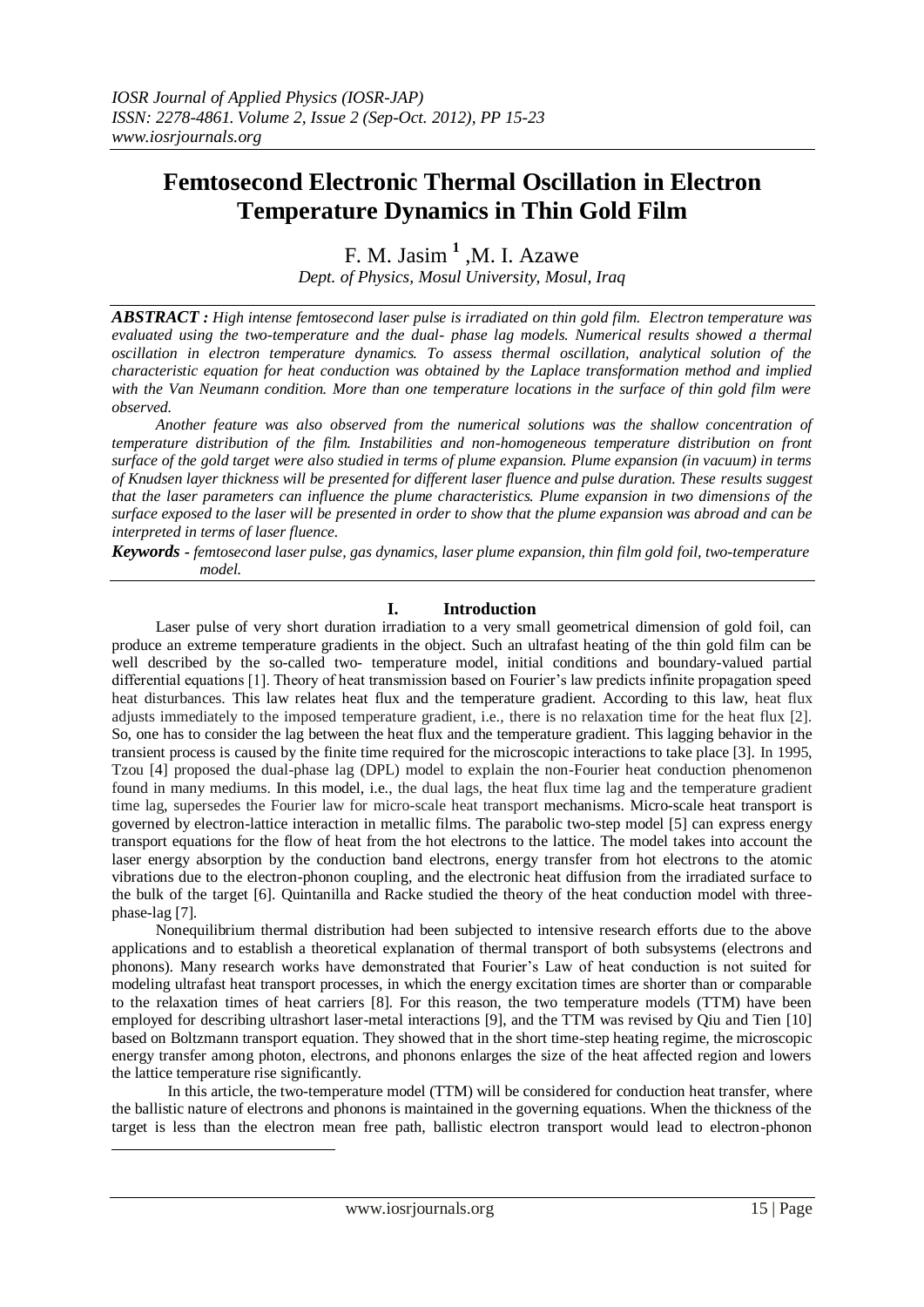# Femtosecond Electronic Thermal Oscillation in Electron Temperature Dynamics in Thin Gold Film

F. M. Jasim [1] ,M. I. Azawe

*Dept. of Physics, Mosul University, Mosul, Iraq*

***ABSTRACT :*** *High intense femtosecond laser pulse is irradiated on thin gold film. Electron temperature was evaluated using the two-temperature and the dual- phase lag models. Numerical results showed a thermal oscillation in electron temperature dynamics. To assess thermal oscillation, analytical solution of the characteristic equation for heat conduction was obtained by the Laplace transformation method and implied with the Van Neumann condition. More than one temperature locations in the surface of thin gold film were observed.*

*Another feature was also observed from the numerical solutions was the shallow concentration of temperature distribution of the film. Instabilities and non-homogeneous temperature distribution on front surface of the gold target were also studied in terms of plume expansion. Plume expansion (in vacuum) in terms of Knudsen layer thickness will be presented for different laser fluence and pulse duration. These results suggest that the laser parameters can influence the plume characteristics. Plume expansion in two dimensions of the surface exposed to the laser will be presented in order to show that the plume expansion was abroad and can be interpreted in terms of laser fluence.*

***Keywords -*** *femtosecond laser pulse, gas dynamics, laser plume expansion, thin film gold foil, two-temperature model.*

## I. Introduction

Laser pulse of very short duration irradiation to a very small geometrical dimension of gold foil, can produce an extreme temperature gradients in the object. Such an ultrafast heating of the thin gold film can be well described by the so-called two- temperature model, initial conditions and boundary-valued partial differential equations [1]. Theory of heat transmission based on Fourier's law predicts infinite propagation speed heat disturbances. This law relates heat flux and the temperature gradient. According to this law, heat flux adjusts immediately to the imposed temperature gradient, i.e., there is no relaxation time for the heat flux [2]. So, one has to consider the lag between the heat flux and the temperature gradient. This lagging behavior in the transient process is caused by the finite time required for the microscopic interactions to take place [3]. In 1995, Tzou [4] proposed the dual-phase lag (DPL) model to explain the non-Fourier heat conduction phenomenon found in many mediums. In this model, i.e., the dual lags, the heat flux time lag and the temperature gradient time lag, supersedes the Fourier law for micro-scale heat transport mechanisms. Micro-scale heat transport is governed by electron-lattice interaction in metallic films. The parabolic two-step model [5] can express energy transport equations for the flow of heat from the hot electrons to the lattice. The model takes into account the laser energy absorption by the conduction band electrons, energy transfer from hot electrons to the atomic vibrations due to the electron-phonon coupling, and the electronic heat diffusion from the irradiated surface to the bulk of the target [6]. Quintanilla and Racke studied the theory of the heat conduction model with three-phase-lag [7].

Nonequilibrium thermal distribution had been subjected to intensive research efforts due to the above applications and to establish a theoretical explanation of thermal transport of both subsystems (electrons and phonons). Many research works have demonstrated that Fourier's Law of heat conduction is not suited for modeling ultrafast heat transport processes, in which the energy excitation times are shorter than or comparable to the relaxation times of heat carriers [8]. For this reason, the two temperature models (TTM) have been employed for describing ultrashort laser-metal interactions [9], and the TTM was revised by Qiu and Tien [10] based on Boltzmann transport equation. They showed that in the short time-step heating regime, the microscopic energy transfer among photon, electrons, and phonons enlarges the size of the heat affected region and lowers the lattice temperature rise significantly.

In this article, the two-temperature model (TTM) will be considered for conduction heat transfer, where the ballistic nature of electrons and phonons is maintained in the governing equations. When the thickness of the target is less than the electron mean free path, ballistic electron transport would lead to electron-phonon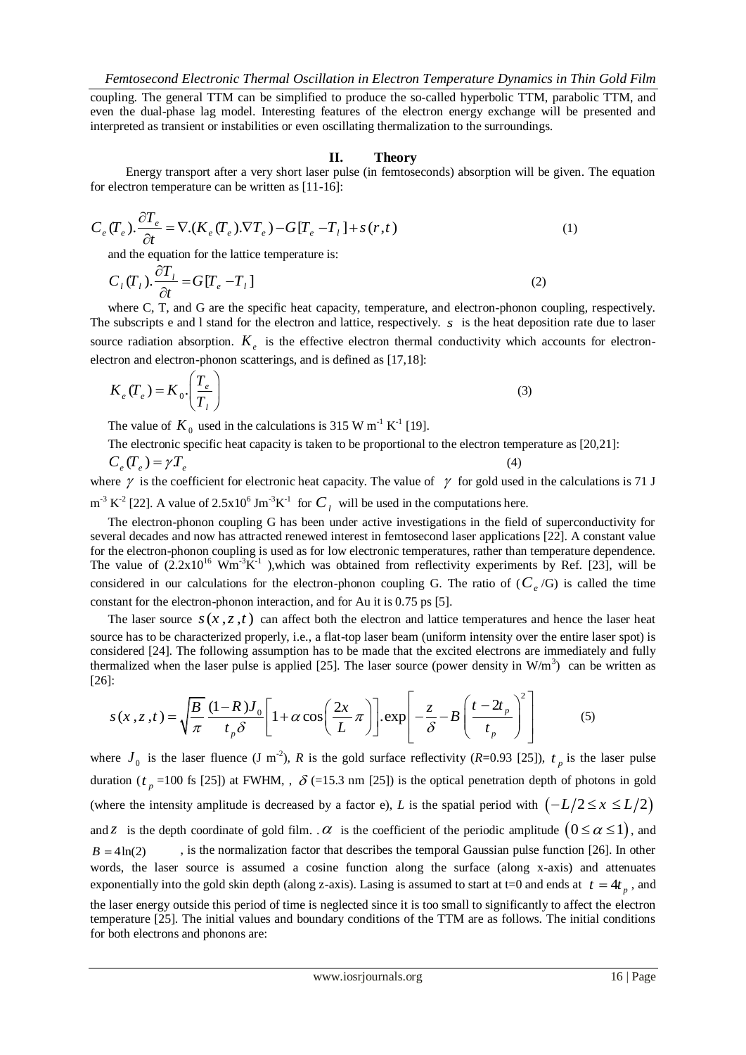coupling. The general TTM can be simplified to produce the so-called hyperbolic TTM, parabolic TTM, and even the dual-phase lag model. Interesting features of the electron energy exchange will be presented and interpreted as transient or instabilities or even oscillating thermalization to the surroundings.

## II. Theory

Energy transport after a very short laser pulse (in femtoseconds) absorption will be given. The equation for electron temperature can be written as [11-16]:

$$C_e(T_e).\frac{\partial T_e}{\partial t} = \nabla.(K_e(T_e).\nabla T_e) - G[T_e - T_l] + s(r,t) \tag{1}$$

and the equation for the lattice temperature is:

$$C_l(T_l).\frac{\partial T_l}{\partial t} = G[T_e - T_l] \tag{2}$$

where C, T, and G are the specific heat capacity, temperature, and electron-phonon coupling, respectively. The subscripts e and l stand for the electron and lattice, respectively. $s$ is the heat deposition rate due to laser source radiation absorption. $K_e$ is the effective electron thermal conductivity which accounts for electron-electron and electron-phonon scatterings, and is defined as [17,18]:

$$K_e(T_e) = K_0.\left(\frac{T_e}{T_l}\right) \tag{3}$$

The value of $K_0$ used in the calculations is 315 W m$^{-1}$ K$^{-1}$ [19].

The electronic specific heat capacity is taken to be proportional to the electron temperature as [20,21]:

$$C_e(T_e) = \gamma T_e \tag{4}$$

where $\gamma$ is the coefficient for electronic heat capacity. The value of $\gamma$ for gold used in the calculations is 71 J m$^{-3}$ K$^{-2}$ [22]. A value of $2.5\text{x}10^6$ Jm$^{-3}$K$^{-1}$ for $C_l$ will be used in the computations here.

The electron-phonon coupling G has been under active investigations in the field of superconductivity for several decades and now has attracted renewed interest in femtosecond laser applications [22]. A constant value for the electron-phonon coupling is used as for low electronic temperatures, rather than temperature dependence. The value of ($2.2\text{x}10^{16}$ Wm$^{-3}$K$^{-1}$ ),which was obtained from reflectivity experiments by Ref. [23], will be considered in our calculations for the electron-phonon coupling G. The ratio of ($C_e$/G) is called the time constant for the electron-phonon interaction, and for Au it is 0.75 ps [5].

The laser source $s(x,z,t)$ can affect both the electron and lattice temperatures and hence the laser heat source has to be characterized properly, i.e., a flat-top laser beam (uniform intensity over the entire laser spot) is considered [24]. The following assumption has to be made that the excited electrons are immediately and fully thermalized when the laser pulse is applied [25]. The laser source (power density in W/m$^3$) can be written as [26]:

$$s(x,z,t) = \sqrt{\frac{B}{\pi}}\frac{(1-R)J_0}{t_p\delta}\left[1+\alpha\cos\left(\frac{2x}{L}\pi\right)\right].\exp\left[-\frac{z}{\delta} - B\left(\frac{t-2t_p}{t_p}\right)^2\right] \tag{5}$$

where $J_0$ is the laser fluence (J m$^{-2}$), *R* is the gold surface reflectivity (*R*=0.93 [25]), $t_p$ is the laser pulse duration ($t_p$ =100 fs [25]) at FWHM, , $\delta$ (=15.3 nm [25]) is the optical penetration depth of photons in gold (where the intensity amplitude is decreased by a factor e), *L* is the spatial period with $(-L/2 \le x \le L/2)$ and $z$ is the depth coordinate of gold film. . $\alpha$ is the coefficient of the periodic amplitude $(0 \le \alpha \le 1)$, and $B = 4\ln(2)$ , is the normalization factor that describes the temporal Gaussian pulse function [26]. In other words, the laser source is assumed a cosine function along the surface (along x-axis) and attenuates exponentially into the gold skin depth (along z-axis). Lasing is assumed to start at t=0 and ends at $t = 4t_p$, and the laser energy outside this period of time is neglected since it is too small to significantly to affect the electron temperature [25]. The initial values and boundary conditions of the TTM are as follows. The initial conditions for both electrons and phonons are: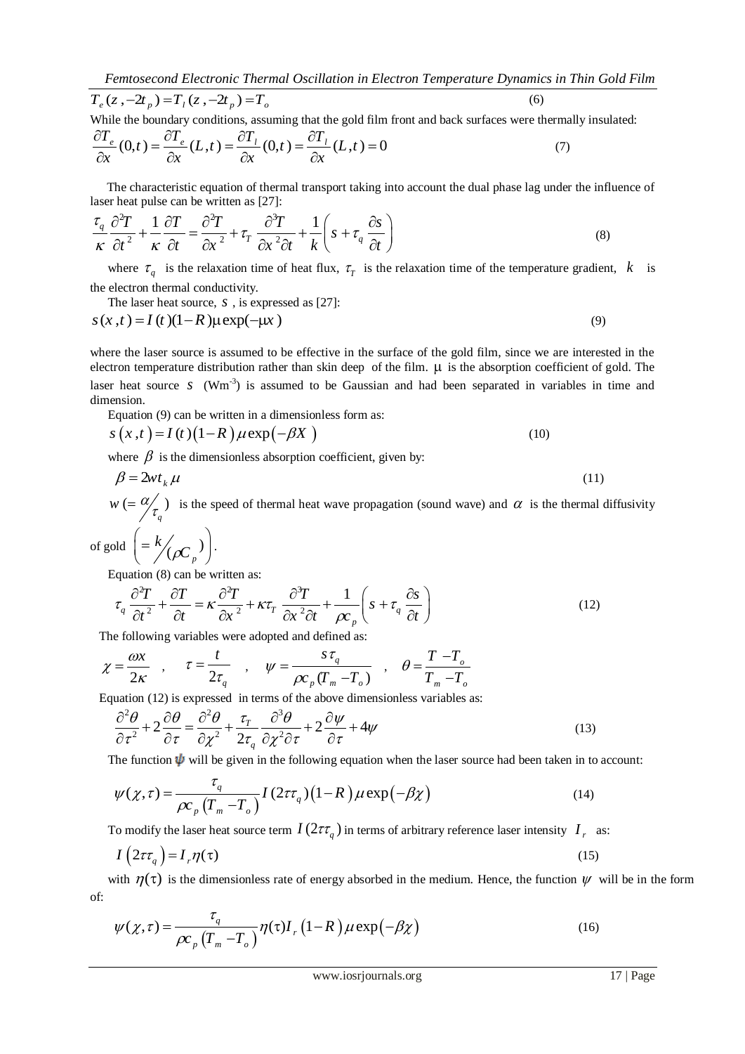$$T_e(z,-2t_p)=T_l(z,-2t_p)=T_o \tag{6}$$

While the boundary conditions, assuming that the gold film front and back surfaces were thermally insulated:

$$\frac{\partial T_e}{\partial x}(0,t)=\frac{\partial T_e}{\partial x}(L,t)=\frac{\partial T_l}{\partial x}(0,t)=\frac{\partial T_l}{\partial x}(L,t)=0 \tag{7}$$

The characteristic equation of thermal transport taking into account the dual phase lag under the influence of laser heat pulse can be written as [27]:

$$\frac{\tau_q}{\kappa}\frac{\partial^2 T}{\partial t^2}+\frac{1}{\kappa}\frac{\partial T}{\partial t}=\frac{\partial^2 T}{\partial x^2}+\tau_T\,\frac{\partial^3 T}{\partial x^2\partial t}+\frac{1}{k}\left(s+\tau_q\,\frac{\partial s}{\partial t}\right) \tag{8}$$

where $\tau_q$ is the relaxation time of heat flux, $\tau_T$ is the relaxation time of the temperature gradient, $k$ is the electron thermal conductivity.

The laser heat source, $s$ , is expressed as [27]:

$$s(x,t)=I(t)(1-R)\mu\exp(-\mu x) \tag{9}$$

where the laser source is assumed to be effective in the surface of the gold film, since we are interested in the electron temperature distribution rather than skin deep of the film. $\mu$ is the absorption coefficient of gold. The laser heat source $s$ ($\mathrm{Wm^{-3}}$) is assumed to be Gaussian and had been separated in variables in time and dimension.

Equation (9) can be written in a dimensionless form as:

$$s(x,t)=I(t)(1-R)\mu\exp(-\beta X) \tag{10}$$

where $\beta$ is the dimensionless absorption coefficient, given by:

$$\beta=2wt_k\mu \tag{11}$$

$w\ (=\alpha/\tau_q)$ is the speed of thermal heat wave propagation (sound wave) and $\alpha$ is the thermal diffusivity of gold $\left(=k/(\rho C_p)\right)$.

Equation (8) can be written as:

$$\tau_q\frac{\partial^2 T}{\partial t^2}+\frac{\partial T}{\partial t}=\kappa\frac{\partial^2 T}{\partial x^2}+\kappa\tau_T\,\frac{\partial^3 T}{\partial x^2\partial t}+\frac{1}{\rho c_p}\left(s+\tau_q\,\frac{\partial s}{\partial t}\right) \tag{12}$$

The following variables were adopted and defined as:

$$\chi=\frac{\omega x}{2\kappa}\quad,\quad \tau=\frac{t}{2\tau_q}\quad,\quad \psi=\frac{s\tau_q}{\rho c_p(T_m-T_o)}\quad,\quad \theta=\frac{T-T_o}{T_m-T_o}$$

Equation (12) is expressed in terms of the above dimensionless variables as:

$$\frac{\partial^2\theta}{\partial\tau^2}+2\frac{\partial\theta}{\partial\tau}=\frac{\partial^2\theta}{\partial\chi^2}+\frac{\tau_T}{2\tau_q}\frac{\partial^3\theta}{\partial\chi^2\partial\tau}+2\frac{\partial\psi}{\partial\tau}+4\psi \tag{13}$$

The function $\psi$ will be given in the following equation when the laser source had been taken in to account:

$$\psi(\chi,\tau)=\frac{\tau_q}{\rho c_p\left(T_m-T_o\right)}I\left(2\tau\tau_q\right)\left(1-R\right)\mu\exp\left(-\beta\chi\right) \tag{14}$$

To modify the laser heat source term $I(2\tau\tau_q)$ in terms of arbitrary reference laser intensity $I_r$ as:

$$I\left(2\tau\tau_q\right)=I_r\eta(\tau) \tag{15}$$

with $\eta(\tau)$ is the dimensionless rate of energy absorbed in the medium. Hence, the function $\psi$ will be in the form of:

$$\psi(\chi,\tau)=\frac{\tau_q}{\rho c_p\left(T_m-T_o\right)}\eta(\tau)I_r\left(1-R\right)\mu\exp\left(-\beta\chi\right) \tag{16}$$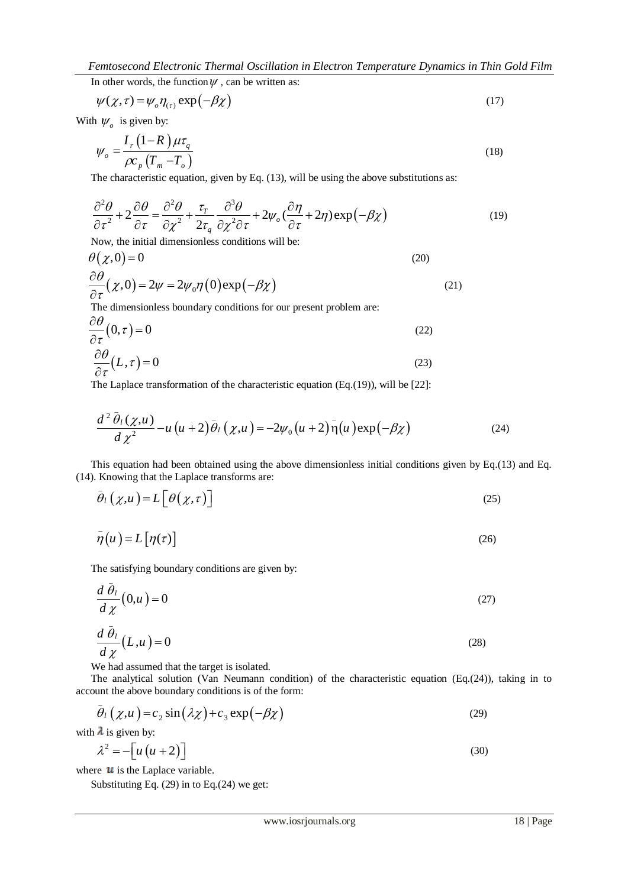In other words, the function $\psi$ , can be written as:

$$\psi(\chi,\tau) = \psi_o \eta_{(\tau)} \exp(-\beta\chi) \tag{17}$$

With $\psi_o$ is given by:

$$\psi_o = \frac{I_r(1-R)\mu\tau_q}{\rho c_p (T_m - T_o)} \tag{18}$$

The characteristic equation, given by Eq. (13), will be using the above substitutions as:

$$\frac{\partial^2\theta}{\partial\tau^2} + 2\frac{\partial\theta}{\partial\tau} = \frac{\partial^2\theta}{\partial\chi^2} + \frac{\tau_T}{2\tau_q}\frac{\partial^3\theta}{\partial\chi^2\partial\tau} + 2\psi_o(\frac{\partial\eta}{\partial\tau} + 2\eta)\exp(-\beta\chi) \tag{19}$$

Now, the initial dimensionless conditions will be:

$$\theta(\chi,0) = 0 \tag{20}$$

$$\frac{\partial\theta}{\partial\tau}(\chi,0) = 2\psi = 2\psi_0\eta(0)\exp(-\beta\chi) \tag{21}$$

The dimensionless boundary conditions for our present problem are:

$$\frac{\partial\theta}{\partial\tau}(0,\tau) = 0 \tag{22}$$

$$\frac{\partial\theta}{\partial\tau}(L,\tau) = 0 \tag{23}$$

The Laplace transformation of the characteristic equation (Eq.(19)), will be [22]:

$$\frac{d^2\bar{\theta}_l(\chi,u)}{d\chi^2} - u(u+2)\bar{\theta}_l(\chi,u) = -2\psi_0(u+2)\bar{\eta}(u)\exp(-\beta\chi) \tag{24}$$

This equation had been obtained using the above dimensionless initial conditions given by Eq.(13) and Eq. (14). Knowing that the Laplace transforms are:

$$\bar{\theta}_l(\chi,u) = L[\theta(\chi,\tau)] \tag{25}$$

$$\bar{\eta}(u) = L[\eta(\tau)] \tag{26}$$

The satisfying boundary conditions are given by:

$$\frac{d\bar{\theta}_l}{d\chi}(0,u) = 0 \tag{27}$$

$$\frac{d\bar{\theta}_l}{d\chi}(L,u) = 0 \tag{28}$$

We had assumed that the target is isolated.

The analytical solution (Van Neumann condition) of the characteristic equation (Eq.(24)), taking in to account the above boundary conditions is of the form:

$$\bar{\theta}_l(\chi,u) = c_2\sin(\lambda\chi) + c_3\exp(-\beta\chi) \tag{29}$$

with $\lambda$ is given by:

$$\lambda^2 = -[u(u+2)] \tag{30}$$

where $u$ is the Laplace variable.

Substituting Eq. (29) in to Eq.(24) we get: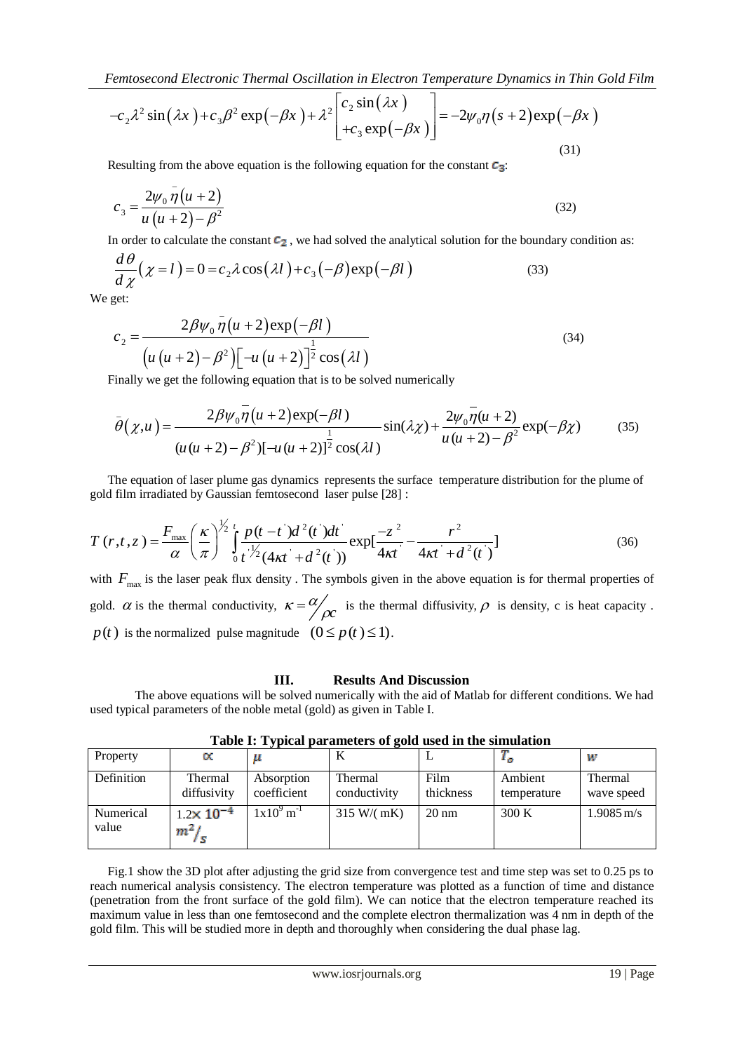$$-c_2\lambda^2 \sin(\lambda x) + c_3\beta^2 \exp(-\beta x) + \lambda^2 \begin{bmatrix} c_2 \sin(\lambda x) \\ +c_3 \exp(-\beta x) \end{bmatrix} = -2\psi_0 \eta (s+2) \exp(-\beta x) \tag{31}$$

Resulting from the above equation is the following equation for the constant $c_3$:

$$c_3 = \frac{2\psi_0 \bar{\eta}(u+2)}{u(u+2) - \beta^2} \tag{32}$$

In order to calculate the constant $c_2$, we had solved the analytical solution for the boundary condition as:

$$\frac{d\theta}{d\chi}(\chi = l) = 0 = c_2 \lambda \cos(\lambda l) + c_3(-\beta)\exp(-\beta l) \tag{33}$$

We get:

$$c_2 = \frac{2\beta\psi_0 \bar{\eta}(u+2)\exp(-\beta l)}{\left(u(u+2) - \beta^2\right)\left[-u(u+2)\right]^{\frac{1}{2}} \cos(\lambda l)} \tag{34}$$

Finally we get the following equation that is to be solved numerically

$$\bar{\theta}(\chi, u) = \frac{2\beta\psi_0 \bar{\eta}(u+2)\exp(-\beta l)}{(u(u+2) - \beta^2)[-u(u+2)]^{\frac{1}{2}} \cos(\lambda l)} \sin(\lambda\chi) + \frac{2\psi_0 \bar{\eta}(u+2)}{u(u+2) - \beta^2}\exp(-\beta\chi) \tag{35}$$

The equation of laser plume gas dynamics represents the surface temperature distribution for the plume of gold film irradiated by Gaussian femtosecond laser pulse [28] :

$$T(r,t,z) = \frac{F_{\max}}{\alpha}\left(\frac{\kappa}{\pi}\right)^{1/2} \int_0^t \frac{p(t-t')d^2(t')dt'}{t'^{1/2}(4\kappa t' + d^2(t'))} \exp\left[\frac{-z^2}{4\kappa t'} - \frac{r^2}{4\kappa t' + d^2(t')}\right] \tag{36}$$

with $F_{\max}$ is the laser peak flux density . The symbols given in the above equation is for thermal properties of gold. $\alpha$ is the thermal conductivity, $\kappa = \alpha/\rho c$ is the thermal diffusivity, $\rho$ is density, c is heat capacity . $p(t)$ is the normalized pulse magnitude $(0 \le p(t) \le 1)$.

## III. Results And Discussion

The above equations will be solved numerically with the aid of Matlab for different conditions. We had used typical parameters of the noble metal (gold) as given in Table I.

**Table I: Typical parameters of gold used in the simulation**

| Property | $\alpha$ | $\mu$ | K | L | $T_o$ | $w$ |
|---|---|---|---|---|---|---|
| Definition | Thermal diffusivity | Absorption coefficient | Thermal conductivity | Film thickness | Ambient temperature | Thermal wave speed |
| Numerical value | $1.2\times 10^{-4}$ $m^2/s$ | $1\text{x}10^9\ m^{-1}$ | 315 W/( mK) | 20 nm | 300 K | 1.9085 m/s |

Fig.1 show the 3D plot after adjusting the grid size from convergence test and time step was set to 0.25 ps to reach numerical analysis consistency. The electron temperature was plotted as a function of time and distance (penetration from the front surface of the gold film). We can notice that the electron temperature reached its maximum value in less than one femtosecond and the complete electron thermalization was 4 nm in depth of the gold film. This will be studied more in depth and thoroughly when considering the dual phase lag.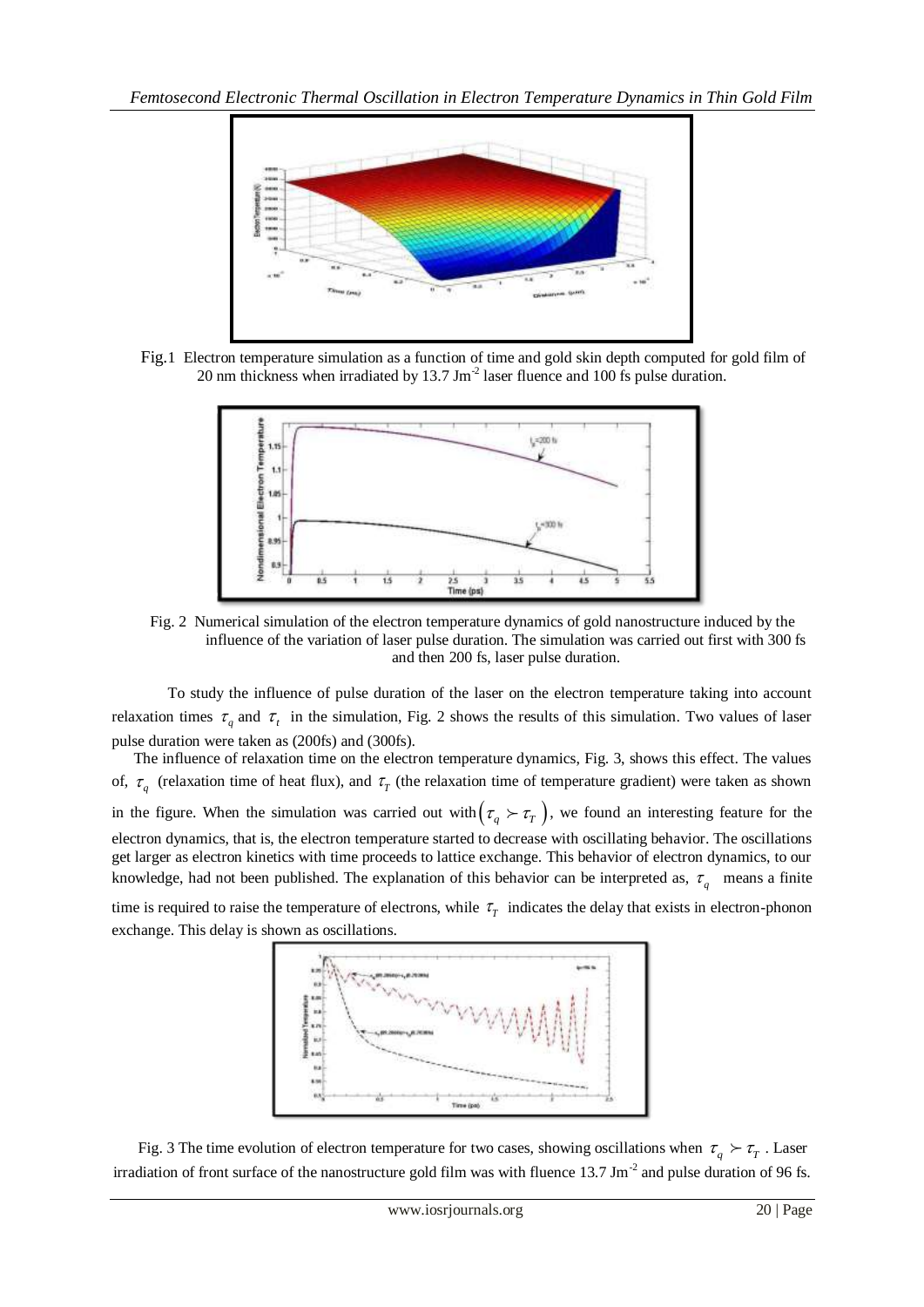Fig.1 Electron temperature simulation as a function of time and gold skin depth computed for gold film of 20 nm thickness when irradiated by 13.7 $Jm^{-2}$ laser fluence and 100 fs pulse duration.

Fig. 2 Numerical simulation of the electron temperature dynamics of gold nanostructure induced by the influence of the variation of laser pulse duration. The simulation was carried out first with 300 fs and then 200 fs, laser pulse duration.

To study the influence of pulse duration of the laser on the electron temperature taking into account relaxation times $\tau_q$ and $\tau_t$ in the simulation, Fig. 2 shows the results of this simulation. Two values of laser pulse duration were taken as (200fs) and (300fs).

The influence of relaxation time on the electron temperature dynamics, Fig. 3, shows this effect. The values of, $\tau_q$ (relaxation time of heat flux), and $\tau_T$ (the relaxation time of temperature gradient) were taken as shown in the figure. When the simulation was carried out with $\left(\tau_q \succ \tau_T\right)$, we found an interesting feature for the electron dynamics, that is, the electron temperature started to decrease with oscillating behavior. The oscillations get larger as electron kinetics with time proceeds to lattice exchange. This behavior of electron dynamics, to our knowledge, had not been published. The explanation of this behavior can be interpreted as, $\tau_q$ means a finite time is required to raise the temperature of electrons, while $\tau_T$ indicates the delay that exists in electron-phonon exchange. This delay is shown as oscillations.

Fig. 3 The time evolution of electron temperature for two cases, showing oscillations when $\tau_q \succ \tau_T$. Laser irradiation of front surface of the nanostructure gold film was with fluence 13.7 $Jm^{-2}$ and pulse duration of 96 fs.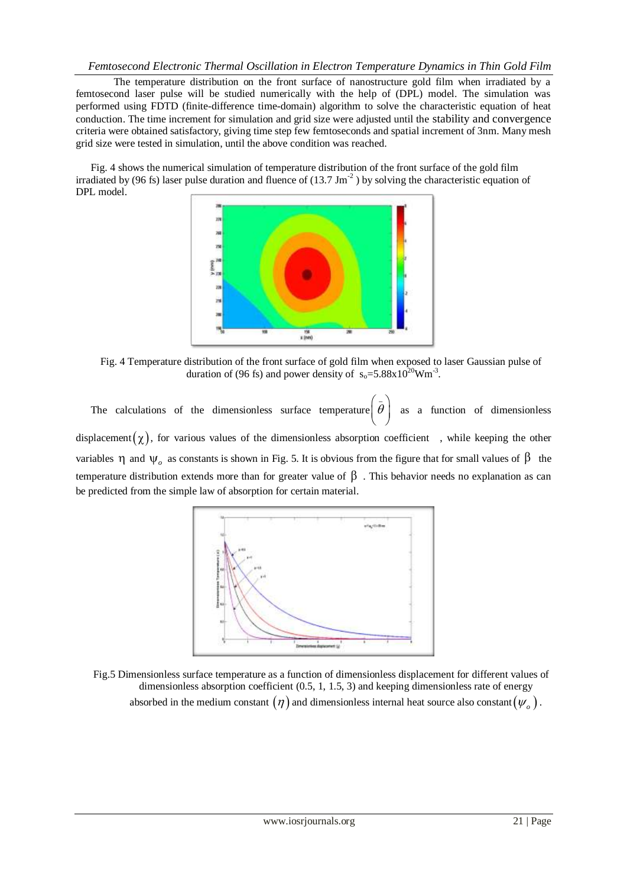The temperature distribution on the front surface of nanostructure gold film when irradiated by a femtosecond laser pulse will be studied numerically with the help of (DPL) model. The simulation was performed using FDTD (finite-difference time-domain) algorithm to solve the characteristic equation of heat conduction. The time increment for simulation and grid size were adjusted until the stability and convergence criteria were obtained satisfactory, giving time step few femtoseconds and spatial increment of 3nm. Many mesh grid size were tested in simulation, until the above condition was reached.

Fig. 4 shows the numerical simulation of temperature distribution of the front surface of the gold film irradiated by (96 fs) laser pulse duration and fluence of (13.7 $Jm^{-2}$ ) by solving the characteristic equation of DPL model.

Fig. 4 Temperature distribution of the front surface of gold film when exposed to laser Gaussian pulse of duration of (96 fs) and power density of $s_o=5.88\times10^{20}Wm^{-3}$.

The calculations of the dimensionless surface temperature $\left(\bar{\theta}\right)$ as a function of dimensionless displacement $(\chi)$, for various values of the dimensionless absorption coefficient , while keeping the other variables $\eta$ and $\psi_o$ as constants is shown in Fig. 5. It is obvious from the figure that for small values of $\beta$ the temperature distribution extends more than for greater value of $\beta$ . This behavior needs no explanation as can be predicted from the simple law of absorption for certain material.

Fig.5 Dimensionless surface temperature as a function of dimensionless displacement for different values of dimensionless absorption coefficient (0.5, 1, 1.5, 3) and keeping dimensionless rate of energy absorbed in the medium constant $(\eta)$ and dimensionless internal heat source also constant $(\psi_o)$.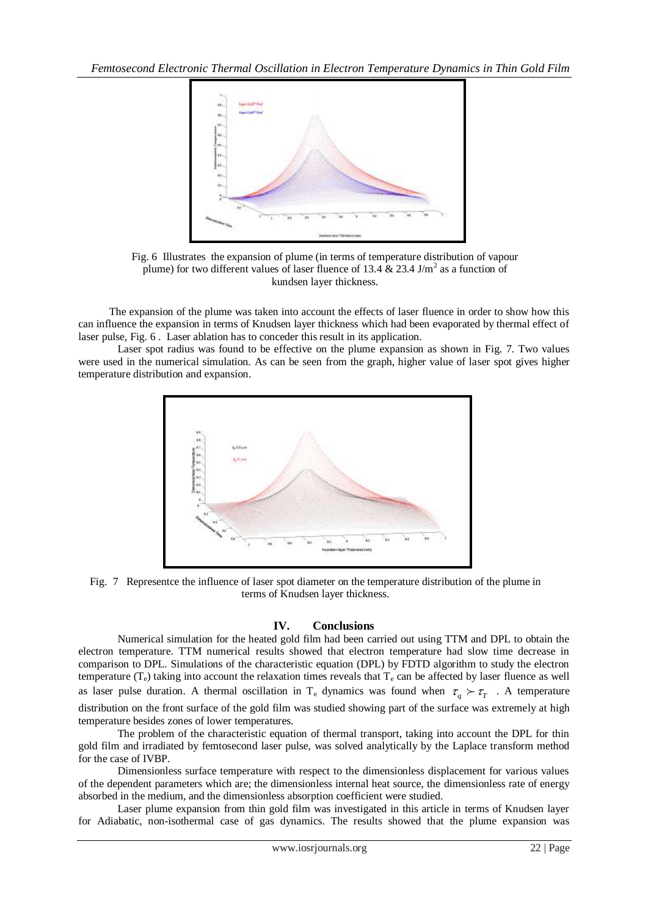Fig. 6 Illustrates the expansion of plume (in terms of temperature distribution of vapour plume) for two different values of laser fluence of 13.4 & 23.4 J/m$^2$ as a function of kundsen layer thickness.

The expansion of the plume was taken into account the effects of laser fluence in order to show how this can influence the expansion in terms of Knudsen layer thickness which had been evaporated by thermal effect of laser pulse, Fig. 6 . Laser ablation has to conceder this result in its application.

Laser spot radius was found to be effective on the plume expansion as shown in Fig. 7. Two values were used in the numerical simulation. As can be seen from the graph, higher value of laser spot gives higher temperature distribution and expansion.

Fig. 7 Representce the influence of laser spot diameter on the temperature distribution of the plume in terms of Knudsen layer thickness.

## IV. Conclusions

Numerical simulation for the heated gold film had been carried out using TTM and DPL to obtain the electron temperature. TTM numerical results showed that electron temperature had slow time decrease in comparison to DPL. Simulations of the characteristic equation (DPL) by FDTD algorithm to study the electron temperature ($T_e$) taking into account the relaxation times reveals that $T_e$ can be affected by laser fluence as well as laser pulse duration. A thermal oscillation in $T_e$ dynamics was found when $\tau_q \succ \tau_T$ . A temperature distribution on the front surface of the gold film was studied showing part of the surface was extremely at high temperature besides zones of lower temperatures.

The problem of the characteristic equation of thermal transport, taking into account the DPL for thin gold film and irradiated by femtosecond laser pulse, was solved analytically by the Laplace transform method for the case of IVBP.

Dimensionless surface temperature with respect to the dimensionless displacement for various values of the dependent parameters which are; the dimensionless internal heat source, the dimensionless rate of energy absorbed in the medium, and the dimensionless absorption coefficient were studied.

Laser plume expansion from thin gold film was investigated in this article in terms of Knudsen layer for Adiabatic, non-isothermal case of gas dynamics. The results showed that the plume expansion was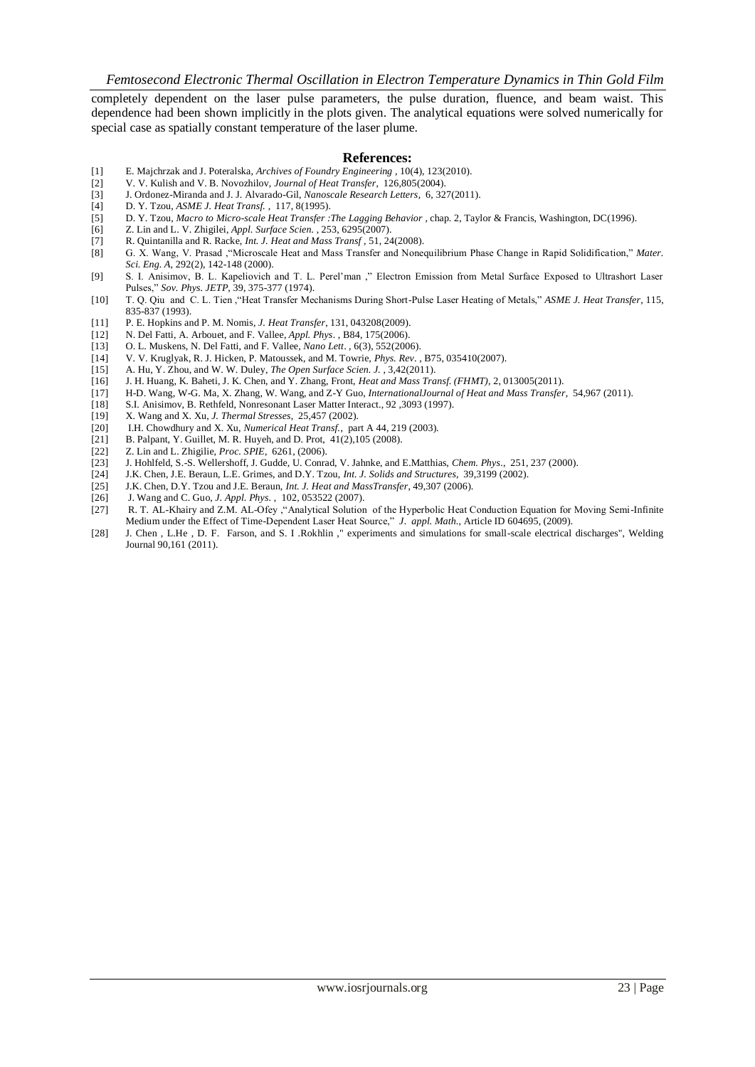completely dependent on the laser pulse parameters, the pulse duration, fluence, and beam waist. This dependence had been shown implicitly in the plots given. The analytical equations were solved numerically for special case as spatially constant temperature of the laser plume.

## References:

[1] E. Majchrzak and J. Poteralska, *Archives of Foundry Engineering* , 10(4), 123(2010).

[2] V. V. Kulish and V. B. Novozhilov, *Journal of Heat Transfer*, 126,805(2004).

[3] J. Ordonez-Miranda and J. J. Alvarado-Gil, *Nanoscale Research Letters*, 6, 327(2011).

[4] D. Y. Tzou, *ASME J. Heat Transf.* , 117, 8(1995).

[5] D. Y. Tzou, *Macro to Micro-scale Heat Transfer :The Lagging Behavior* , chap. 2, Taylor & Francis, Washington, DC(1996).

[6] Z. Lin and L. V. Zhigilei, *Appl. Surface Scien.* , 253, 6295(2007).

[7] R. Quintanilla and R. Racke, *Int. J. Heat and Mass Transf* , 51, 24(2008).

[8] G. X. Wang, V. Prasad ,"Microscale Heat and Mass Transfer and Nonequilibrium Phase Change in Rapid Solidification," *Mater. Sci. Eng. A*, 292(2), 142-148 (2000).

[9] S. I. Anisimov, B. L. Kapeliovich and T. L. Perel'man ," Electron Emission from Metal Surface Exposed to Ultrashort Laser Pulses," *Sov. Phys. JETP*, 39, 375-377 (1974).

[10] T. Q. Qiu and C. L. Tien ,"Heat Transfer Mechanisms During Short-Pulse Laser Heating of Metals," *ASME J. Heat Transfer*, 115, 835-837 (1993).

[11] P. E. Hopkins and P. M. Nomis, *J. Heat Transfer*, 131, 043208(2009).

[12] N. Del Fatti, A. Arbouet, and F. Vallee, *Appl. Phys.* , B84, 175(2006).

[13] O. L. Muskens, N. Del Fatti, and F. Vallee, *Nano Lett.* , 6(3), 552(2006).

[14] V. V. Kruglyak, R. J. Hicken, P. Matoussek, and M. Towrie, *Phys. Rev.* , B75, 035410(2007).

[15] A. Hu, Y. Zhou, and W. W. Duley, *The Open Surface Scien. J.* , 3,42(2011).

[16] J. H. Huang, K. Baheti, J. K. Chen, and Y. Zhang, Front, *Heat and Mass Transf. (FHMT)*, 2, 013005(2011).

[17] H-D. Wang, W-G. Ma, X. Zhang, W. Wang, and Z-Y Guo, *InternationalJournal of Heat and Mass Transfer*, 54,967 (2011).

[18] S.I. Anisimov, B. Rethfeld, Nonresonant Laser Matter Interact., 92 ,3093 (1997).

[19] X. Wang and X. Xu, *J. Thermal Stresses*, 25,457 (2002).

[20] I.H. Chowdhury and X. Xu, *Numerical Heat Transf.*, part A 44, 219 (2003).

[21] B. Palpant, Y. Guillet, M. R. Huyeh, and D. Prot, 41(2),105 (2008).

[22] Z. Lin and L. Zhigilie, *Proc. SPIE*, 6261, (2006).

[23] J. Hohlfeld, S.-S. Wellershoff, J. Gudde, U. Conrad, V. Jahnke, and E.Matthias, *Chem. Phys.*, 251, 237 (2000).

[24] J.K. Chen, J.E. Beraun, L.E. Grimes, and D.Y. Tzou, *Int. J. Solids and Structures*, 39,3199 (2002).

[25] J.K. Chen, D.Y. Tzou and J.E. Beraun, *Int. J. Heat and MassTransfer*, 49,307 (2006).

[26] J. Wang and C. Guo, *J. Appl. Phys.* , 102, 053522 (2007).

[27] R. T. AL-Khairy and Z.M. AL-Ofey ,"Analytical Solution of the Hyperbolic Heat Conduction Equation for Moving Semi-Infinite Medium under the Effect of Time-Dependent Laser Heat Source," *J. appl. Math.*, Article ID 604695, (2009).

[28] J. Chen , L.He , D. F. Farson, and S. I .Rokhlin ," experiments and simulations for small-scale electrical discharges", Welding Journal 90,161 (2011).